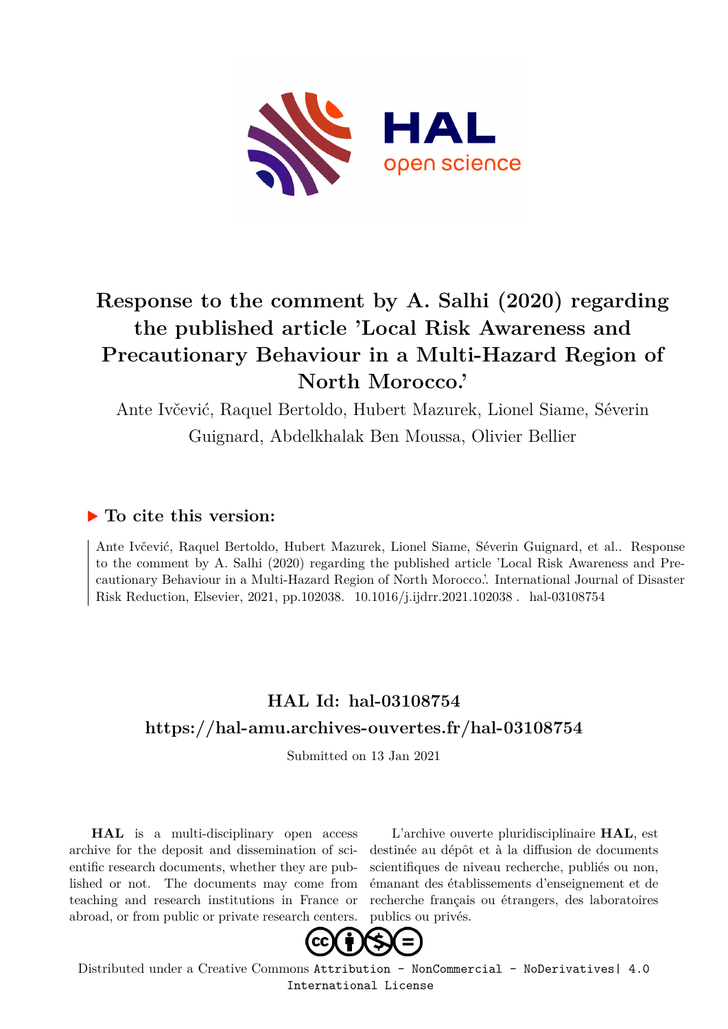# Response to the comment by A. Salhi (2020) regarding the published article 'Local Risk Awareness and Precautionary Behaviour in a Multi-Hazard Region of North Morocco.'

Ante Ivčević, Raquel Bertoldo, Hubert Mazurek, Lionel Siame, Séverin Guignard, Abdelkhalak Ben Moussa, Olivier Bellier

## ▶ To cite this version:

Ante Ivčević, Raquel Bertoldo, Hubert Mazurek, Lionel Siame, Séverin Guignard, et al.. Response to the comment by A. Salhi (2020) regarding the published article 'Local Risk Awareness and Precautionary Behaviour in a Multi-Hazard Region of North Morocco.'. International Journal of Disaster Risk Reduction, Elsevier, 2021, pp.102038. 10.1016/j.ijdrr.2021.102038 . hal-03108754

## HAL Id: hal-03108754

## https://hal-amu.archives-ouvertes.fr/hal-03108754

Submitted on 13 Jan 2021

**HAL** is a multi-disciplinary open access archive for the deposit and dissemination of scientific research documents, whether they are published or not. The documents may come from teaching and research institutions in France or abroad, or from public or private research centers.

L'archive ouverte pluridisciplinaire **HAL**, est destinée au dépôt et à la diffusion de documents scientifiques de niveau recherche, publiés ou non, émanant des établissements d'enseignement et de recherche français ou étrangers, des laboratoires publics ou privés.

Distributed under a Creative Commons Attribution - NonCommercial - NoDerivatives| 4.0 International License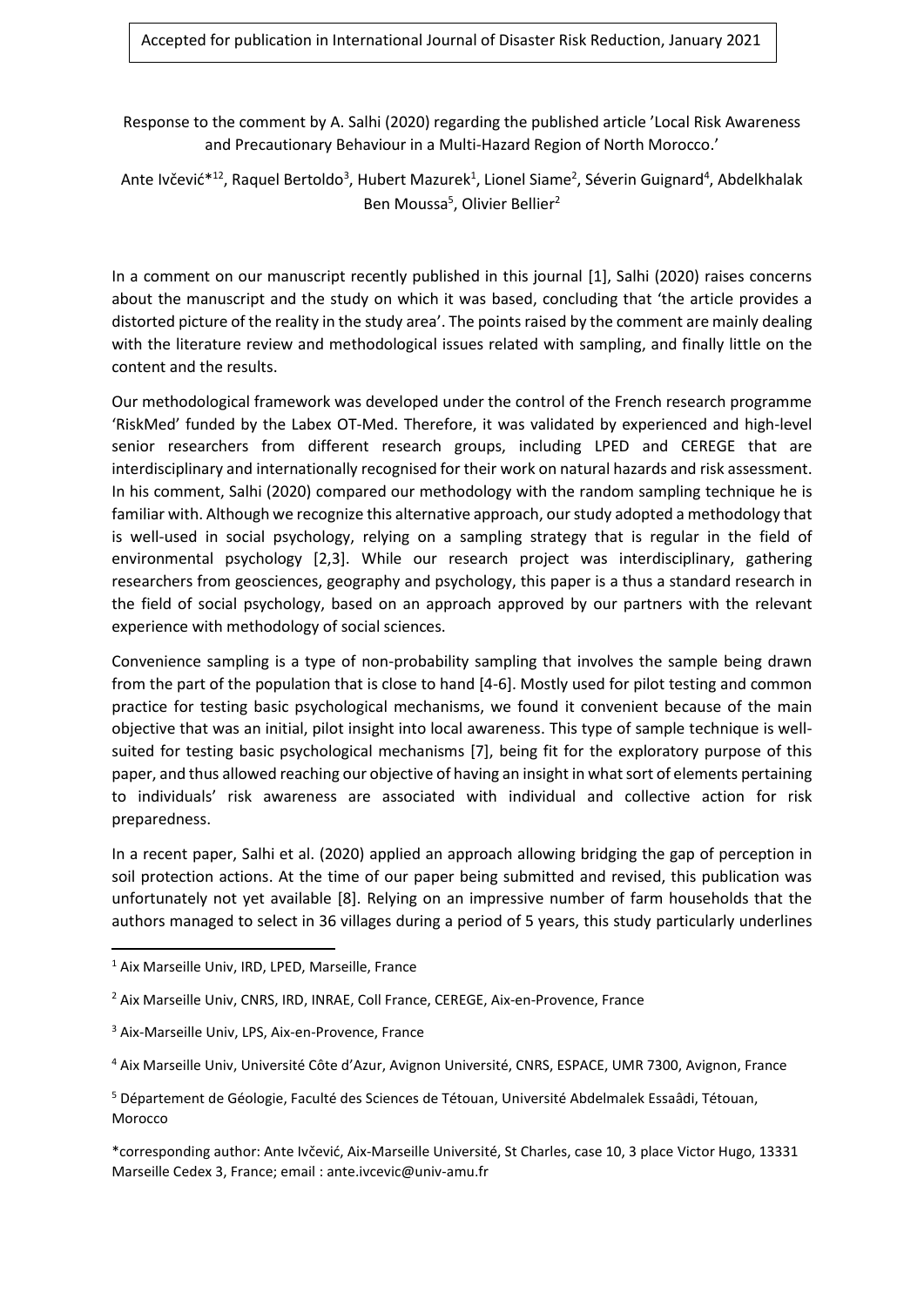Accepted for publication in International Journal of Disaster Risk Reduction, January 2021

Response to the comment by A. Salhi (2020) regarding the published article 'Local Risk Awareness and Precautionary Behaviour in a Multi-Hazard Region of North Morocco.'

Ante Ivčević*[1,2], Raquel Bertoldo[3], Hubert Mazurek[1], Lionel Siame[2], Séverin Guignard[4], Abdelkhalak Ben Moussa[5], Olivier Bellier[2]

In a comment on our manuscript recently published in this journal [1], Salhi (2020) raises concerns about the manuscript and the study on which it was based, concluding that 'the article provides a distorted picture of the reality in the study area'. The points raised by the comment are mainly dealing with the literature review and methodological issues related with sampling, and finally little on the content and the results.

Our methodological framework was developed under the control of the French research programme 'RiskMed' funded by the Labex OT-Med. Therefore, it was validated by experienced and high-level senior researchers from different research groups, including LPED and CEREGE that are interdisciplinary and internationally recognised for their work on natural hazards and risk assessment. In his comment, Salhi (2020) compared our methodology with the random sampling technique he is familiar with. Although we recognize this alternative approach, our study adopted a methodology that is well-used in social psychology, relying on a sampling strategy that is regular in the field of environmental psychology [2,3]. While our research project was interdisciplinary, gathering researchers from geosciences, geography and psychology, this paper is a thus a standard research in the field of social psychology, based on an approach approved by our partners with the relevant experience with methodology of social sciences.

Convenience sampling is a type of non-probability sampling that involves the sample being drawn from the part of the population that is close to hand [4-6]. Mostly used for pilot testing and common practice for testing basic psychological mechanisms, we found it convenient because of the main objective that was an initial, pilot insight into local awareness. This type of sample technique is well-suited for testing basic psychological mechanisms [7], being fit for the exploratory purpose of this paper, and thus allowed reaching our objective of having an insight in what sort of elements pertaining to individuals' risk awareness are associated with individual and collective action for risk preparedness.

In a recent paper, Salhi et al. (2020) applied an approach allowing bridging the gap of perception in soil protection actions. At the time of our paper being submitted and revised, this publication was unfortunately not yet available [8]. Relying on an impressive number of farm households that the authors managed to select in 36 villages during a period of 5 years, this study particularly underlines

---

[1] Aix Marseille Univ, IRD, LPED, Marseille, France

[2] Aix Marseille Univ, CNRS, IRD, INRAE, Coll France, CEREGE, Aix-en-Provence, France

[3] Aix-Marseille Univ, LPS, Aix-en-Provence, France

[4] Aix Marseille Univ, Université Côte d'Azur, Avignon Université, CNRS, ESPACE, UMR 7300, Avignon, France

[5] Département de Géologie, Faculté des Sciences de Tétouan, Université Abdelmalek Essaâdi, Tétouan, Morocco

*corresponding author: Ante Ivčević, Aix-Marseille Université, St Charles, case 10, 3 place Victor Hugo, 13331 Marseille Cedex 3, France; email : ante.ivcevic@univ-amu.fr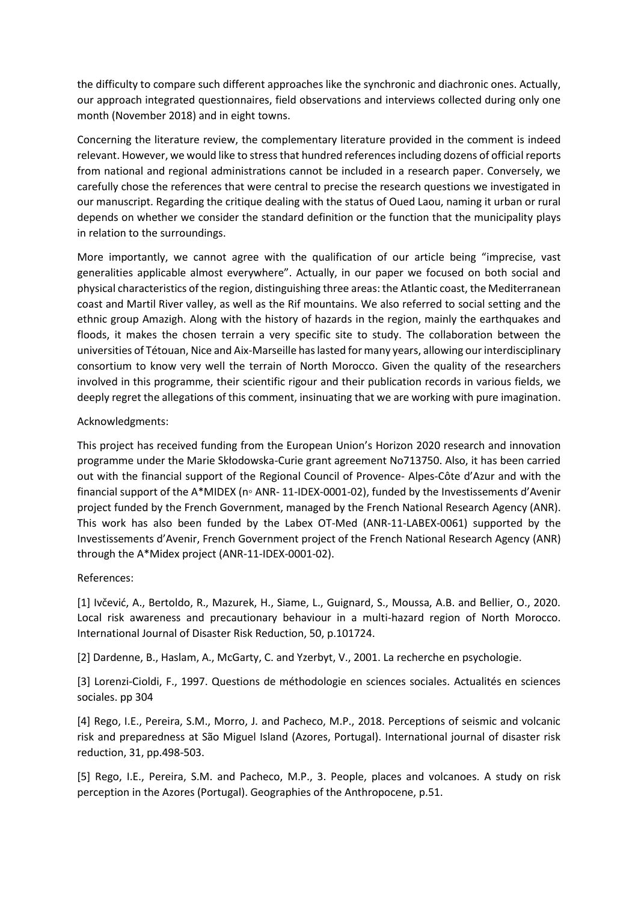the difficulty to compare such different approaches like the synchronic and diachronic ones. Actually, our approach integrated questionnaires, field observations and interviews collected during only one month (November 2018) and in eight towns.

Concerning the literature review, the complementary literature provided in the comment is indeed relevant. However, we would like to stress that hundred references including dozens of official reports from national and regional administrations cannot be included in a research paper. Conversely, we carefully chose the references that were central to precise the research questions we investigated in our manuscript. Regarding the critique dealing with the status of Oued Laou, naming it urban or rural depends on whether we consider the standard definition or the function that the municipality plays in relation to the surroundings.

More importantly, we cannot agree with the qualification of our article being "imprecise, vast generalities applicable almost everywhere". Actually, in our paper we focused on both social and physical characteristics of the region, distinguishing three areas: the Atlantic coast, the Mediterranean coast and Martil River valley, as well as the Rif mountains. We also referred to social setting and the ethnic group Amazigh. Along with the history of hazards in the region, mainly the earthquakes and floods, it makes the chosen terrain a very specific site to study. The collaboration between the universities of Tétouan, Nice and Aix-Marseille has lasted for many years, allowing our interdisciplinary consortium to know very well the terrain of North Morocco. Given the quality of the researchers involved in this programme, their scientific rigour and their publication records in various fields, we deeply regret the allegations of this comment, insinuating that we are working with pure imagination.

Acknowledgments:

This project has received funding from the European Union's Horizon 2020 research and innovation programme under the Marie Skłodowska-Curie grant agreement No713750. Also, it has been carried out with the financial support of the Regional Council of Provence- Alpes-Côte d'Azur and with the financial support of the A*MIDEX (n◦ ANR- 11-IDEX-0001-02), funded by the Investissements d'Avenir project funded by the French Government, managed by the French National Research Agency (ANR). This work has also been funded by the Labex OT-Med (ANR-11-LABEX-0061) supported by the Investissements d'Avenir, French Government project of the French National Research Agency (ANR) through the A*Midex project (ANR-11-IDEX-0001-02).

References:

[1] Ivčević, A., Bertoldo, R., Mazurek, H., Siame, L., Guignard, S., Moussa, A.B. and Bellier, O., 2020. Local risk awareness and precautionary behaviour in a multi-hazard region of North Morocco. International Journal of Disaster Risk Reduction, 50, p.101724.

[2] Dardenne, B., Haslam, A., McGarty, C. and Yzerbyt, V., 2001. La recherche en psychologie.

[3] Lorenzi-Cioldi, F., 1997. Questions de méthodologie en sciences sociales. Actualités en sciences sociales. pp 304

[4] Rego, I.E., Pereira, S.M., Morro, J. and Pacheco, M.P., 2018. Perceptions of seismic and volcanic risk and preparedness at São Miguel Island (Azores, Portugal). International journal of disaster risk reduction, 31, pp.498-503.

[5] Rego, I.E., Pereira, S.M. and Pacheco, M.P., 3. People, places and volcanoes. A study on risk perception in the Azores (Portugal). Geographies of the Anthropocene, p.51.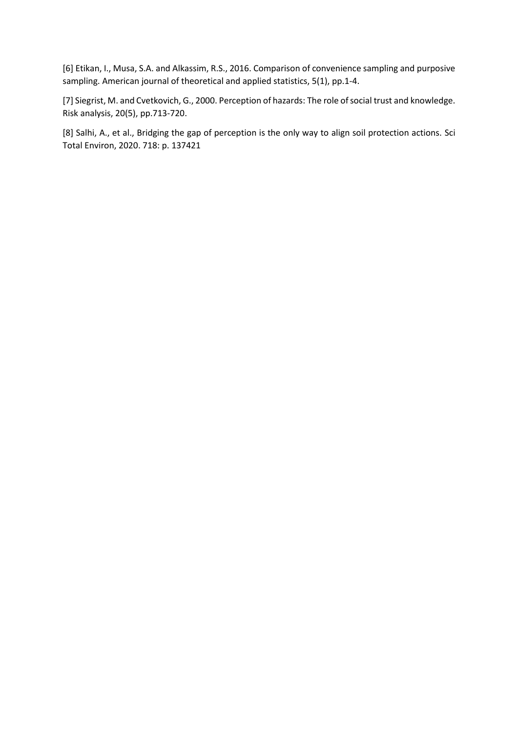[6] Etikan, I., Musa, S.A. and Alkassim, R.S., 2016. Comparison of convenience sampling and purposive sampling. American journal of theoretical and applied statistics, 5(1), pp.1-4.

[7] Siegrist, M. and Cvetkovich, G., 2000. Perception of hazards: The role of social trust and knowledge. Risk analysis, 20(5), pp.713-720.

[8] Salhi, A., et al., Bridging the gap of perception is the only way to align soil protection actions. Sci Total Environ, 2020. 718: p. 137421